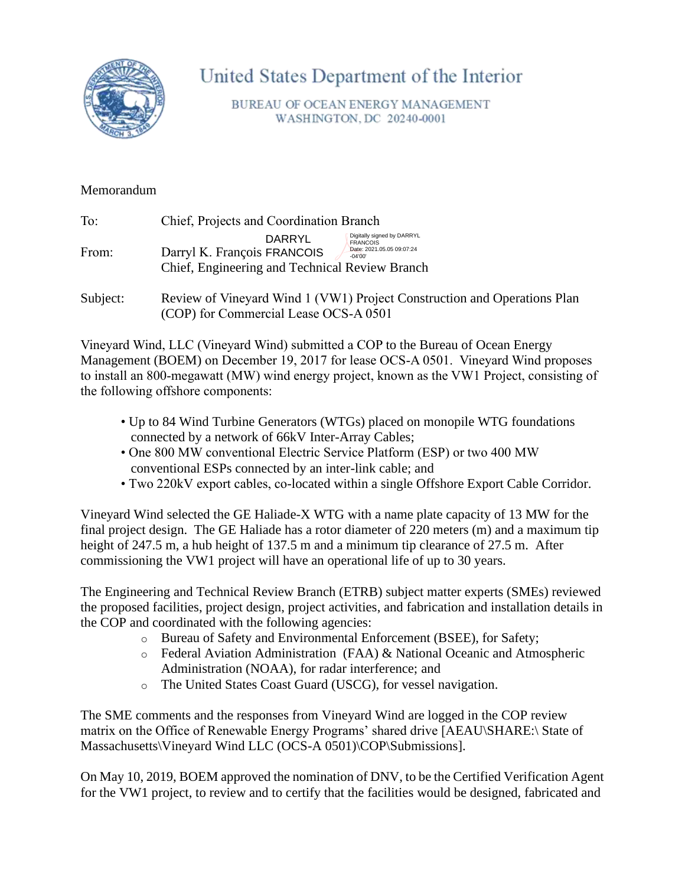# United States Department of the Interior

BUREAU OF OCEAN ENERGY MANAGEMENT
WASHINGTON, DC 20240-0001

Memorandum

To: Chief, Projects and Coordination Branch

From: Darryl K. François DARRYL FRANCOIS (Digitally signed by DARRYL FRANCOIS Date: 2021.05.05 09:07:24 -04'00')
Chief, Engineering and Technical Review Branch

Subject: Review of Vineyard Wind 1 (VW1) Project Construction and Operations Plan (COP) for Commercial Lease OCS-A 0501

Vineyard Wind, LLC (Vineyard Wind) submitted a COP to the Bureau of Ocean Energy Management (BOEM) on December 19, 2017 for lease OCS-A 0501. Vineyard Wind proposes to install an 800-megawatt (MW) wind energy project, known as the VW1 Project, consisting of the following offshore components:

- Up to 84 Wind Turbine Generators (WTGs) placed on monopile WTG foundations connected by a network of 66kV Inter-Array Cables;
- One 800 MW conventional Electric Service Platform (ESP) or two 400 MW conventional ESPs connected by an inter-link cable; and
- Two 220kV export cables, co-located within a single Offshore Export Cable Corridor.

Vineyard Wind selected the GE Haliade-X WTG with a name plate capacity of 13 MW for the final project design. The GE Haliade has a rotor diameter of 220 meters (m) and a maximum tip height of 247.5 m, a hub height of 137.5 m and a minimum tip clearance of 27.5 m. After commissioning the VW1 project will have an operational life of up to 30 years.

The Engineering and Technical Review Branch (ETRB) subject matter experts (SMEs) reviewed the proposed facilities, project design, project activities, and fabrication and installation details in the COP and coordinated with the following agencies:

- Bureau of Safety and Environmental Enforcement (BSEE), for Safety;
- Federal Aviation Administration (FAA) & National Oceanic and Atmospheric Administration (NOAA), for radar interference; and
- The United States Coast Guard (USCG), for vessel navigation.

The SME comments and the responses from Vineyard Wind are logged in the COP review matrix on the Office of Renewable Energy Programs' shared drive [AEAU\SHARE:\ State of Massachusetts\Vineyard Wind LLC (OCS-A 0501)\COP\Submissions].

On May 10, 2019, BOEM approved the nomination of DNV, to be the Certified Verification Agent for the VW1 project, to review and to certify that the facilities would be designed, fabricated and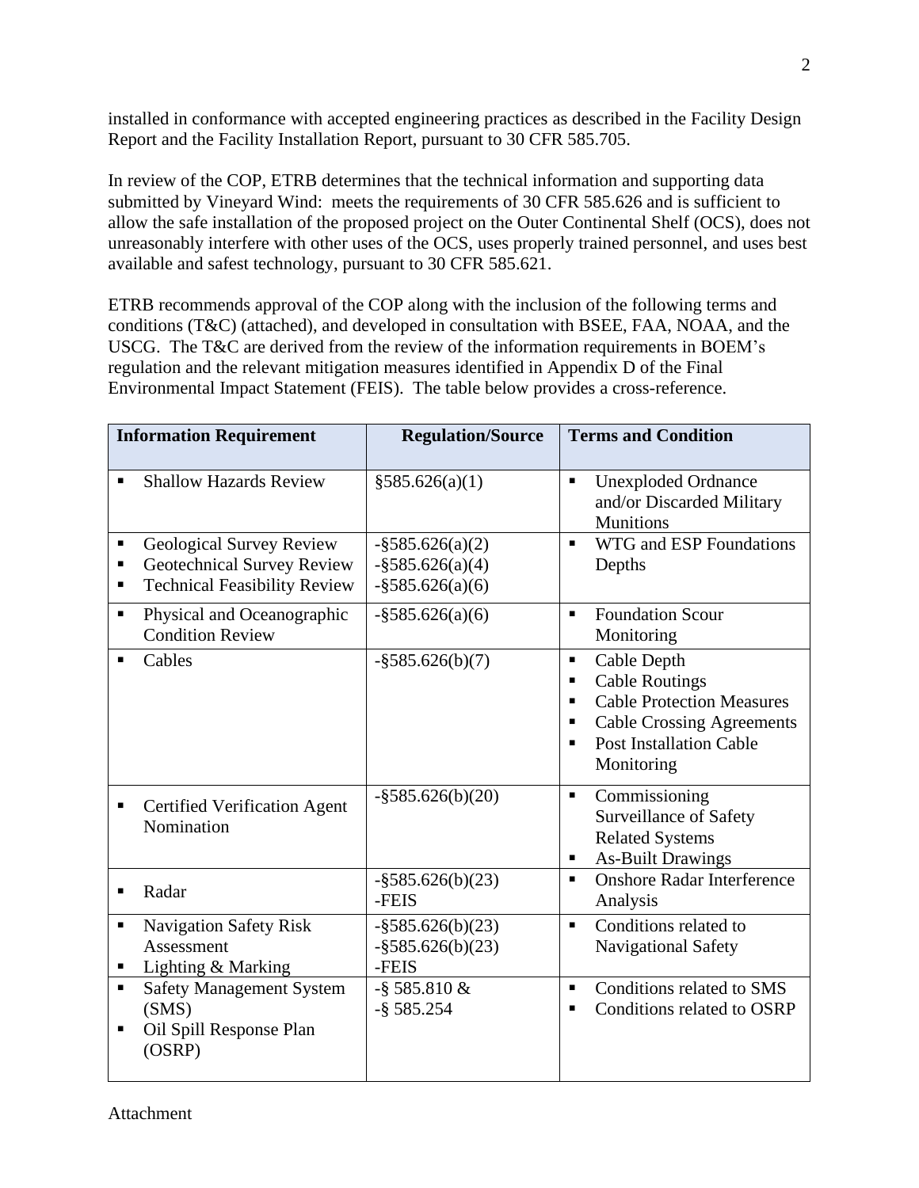installed in conformance with accepted engineering practices as described in the Facility Design Report and the Facility Installation Report, pursuant to 30 CFR 585.705.

In review of the COP, ETRB determines that the technical information and supporting data submitted by Vineyard Wind: meets the requirements of 30 CFR 585.626 and is sufficient to allow the safe installation of the proposed project on the Outer Continental Shelf (OCS), does not unreasonably interfere with other uses of the OCS, uses properly trained personnel, and uses best available and safest technology, pursuant to 30 CFR 585.621.

ETRB recommends approval of the COP along with the inclusion of the following terms and conditions (T&C) (attached), and developed in consultation with BSEE, FAA, NOAA, and the USCG. The T&C are derived from the review of the information requirements in BOEM's regulation and the relevant mitigation measures identified in Appendix D of the Final Environmental Impact Statement (FEIS). The table below provides a cross-reference.

| Information Requirement | Regulation/Source | Terms and Condition |
|---|---|---|
| ▪ Shallow Hazards Review | §585.626(a)(1) | ▪ Unexploded Ordnance and/or Discarded Military Munitions |
| ▪ Geological Survey Review<br>▪ Geotechnical Survey Review<br>▪ Technical Feasibility Review | -§585.626(a)(2)<br>-§585.626(a)(4)<br>-§585.626(a)(6) | ▪ WTG and ESP Foundations Depths |
| ▪ Physical and Oceanographic Condition Review | -§585.626(a)(6) | ▪ Foundation Scour Monitoring |
| ▪ Cables | -§585.626(b)(7) | ▪ Cable Depth<br>▪ Cable Routings<br>▪ Cable Protection Measures<br>▪ Cable Crossing Agreements<br>▪ Post Installation Cable Monitoring |
| ▪ Certified Verification Agent Nomination | -§585.626(b)(20) | ▪ Commissioning Surveillance of Safety Related Systems<br>▪ As-Built Drawings |
| ▪ Radar | -§585.626(b)(23)<br>-FEIS | ▪ Onshore Radar Interference Analysis |
| ▪ Navigation Safety Risk Assessment<br>▪ Lighting & Marking | -§585.626(b)(23)<br>-§585.626(b)(23)<br>-FEIS | ▪ Conditions related to Navigational Safety |
| ▪ Safety Management System (SMS)<br>▪ Oil Spill Response Plan (OSRP) | -§ 585.810 &<br>-§ 585.254 | ▪ Conditions related to SMS<br>▪ Conditions related to OSRP |

Attachment